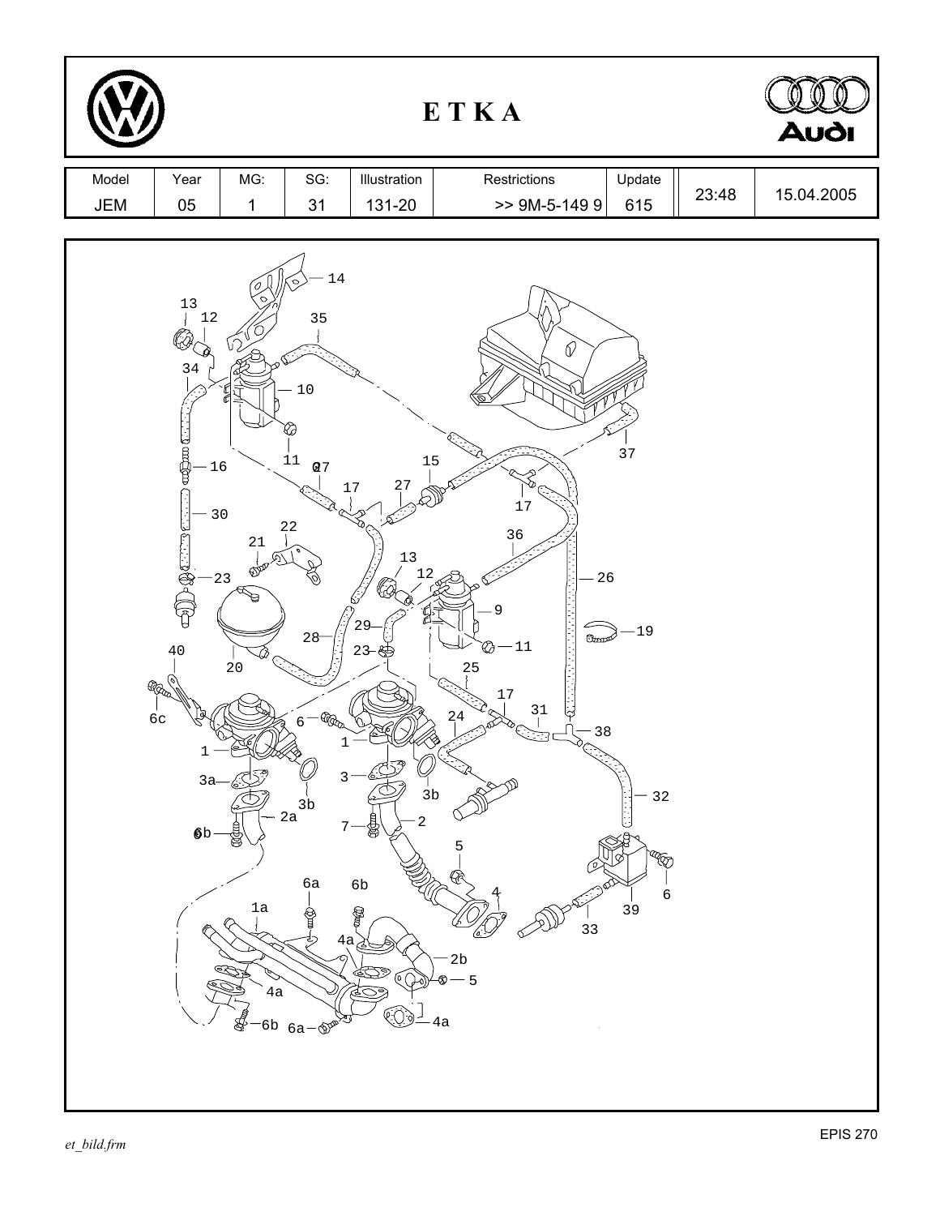# E T K A

| Model | Year | MG: | SG: | Illustration | Restrictions | Update | | |
|---|---|---|---|---|---|---|---|---|
| JEM | 05 | 1 | 31 | 131-20 | >> 9M-5-149 9 | 615 | 23:48 | 15.04.2005 |

14
13
12
35
34
10
37
16
11
27
15
17
27
17
30
22
21
36
13
26
23
12
9
19
29
28
11
40
23
20
25
17
31
6c
6
24
38
1
1
3a
3
3b
32
3b
2a
2
6b
7
5
39
6
6a
6b
4
1a
33
4a
2b
5
4a
6b
6a
4a

EPIS 270

*et_bild.frm*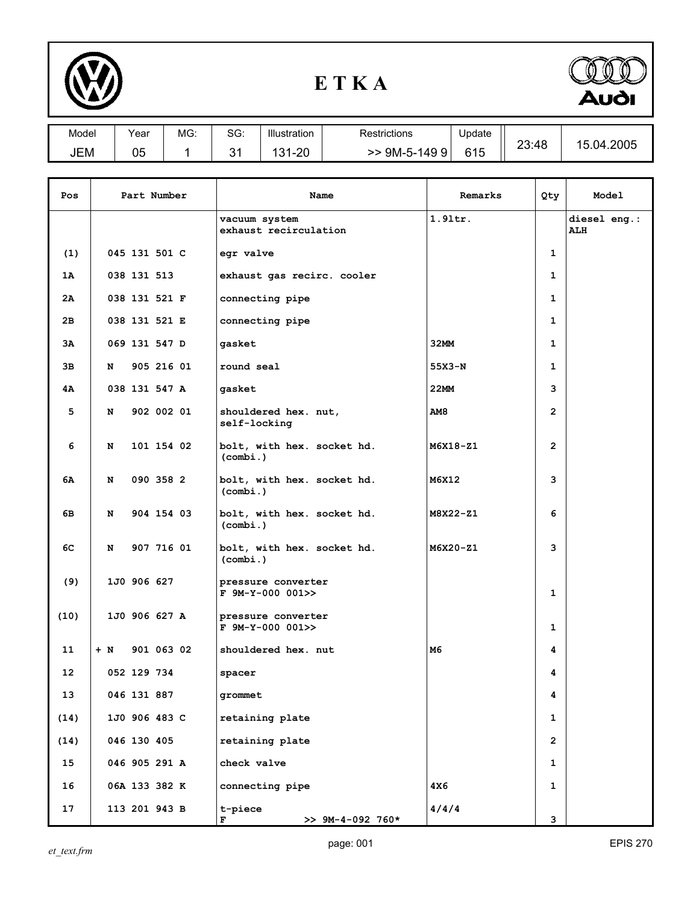# E T K A

| Model | Year | MG: | SG: | Illustration | Restrictions | Update | | |
|---|---|---|---|---|---|---|---|---|
| JEM | 05 | 1 | 31 | 131-20 | >> 9M-5-149 9 | 615 | 23:48 | 15.04.2005 |

| Pos | Part Number | Name | Remarks | Qty | Model |
|---|---|---|---|---|---|
| | | vacuum system exhaust recirculation | 1.9ltr. | | diesel eng.: ALH |
| (1) | 045 131 501 C | egr valve | | 1 | |
| 1A | 038 131 513 | exhaust gas recirc. cooler | | 1 | |
| 2A | 038 131 521 F | connecting pipe | | 1 | |
| 2B | 038 131 521 E | connecting pipe | | 1 | |
| 3A | 069 131 547 D | gasket | 32MM | 1 | |
| 3B | N 905 216 01 | round seal | 55X3-N | 1 | |
| 4A | 038 131 547 A | gasket | 22MM | 3 | |
| 5 | N 902 002 01 | shouldered hex. nut, self-locking | AM8 | 2 | |
| 6 | N 101 154 02 | bolt, with hex. socket hd. (combi.) | M6X18-Z1 | 2 | |
| 6A | N 090 358 2 | bolt, with hex. socket hd. (combi.) | M6X12 | 3 | |
| 6B | N 904 154 03 | bolt, with hex. socket hd. (combi.) | M8X22-Z1 | 6 | |
| 6C | N 907 716 01 | bolt, with hex. socket hd. (combi.) | M6X20-Z1 | 3 | |
| (9) | 1J0 906 627 | pressure converter F 9M-Y-000 001>> | | 1 | |
| (10) | 1J0 906 627 A | pressure converter F 9M-Y-000 001>> | | 1 | |
| 11 | + N 901 063 02 | shouldered hex. nut | M6 | 4 | |
| 12 | 052 129 734 | spacer | | 4 | |
| 13 | 046 131 887 | grommet | | 4 | |
| (14) | 1J0 906 483 C | retaining plate | | 1 | |
| (14) | 046 130 405 | retaining plate | | 2 | |
| 15 | 046 905 291 A | check valve | | 1 | |
| 16 | 06A 133 382 K | connecting pipe | 4X6 | 1 | |
| 17 | 113 201 943 B | t-piece F >> 9M-4-092 760* | 4/4/4 | 3 | |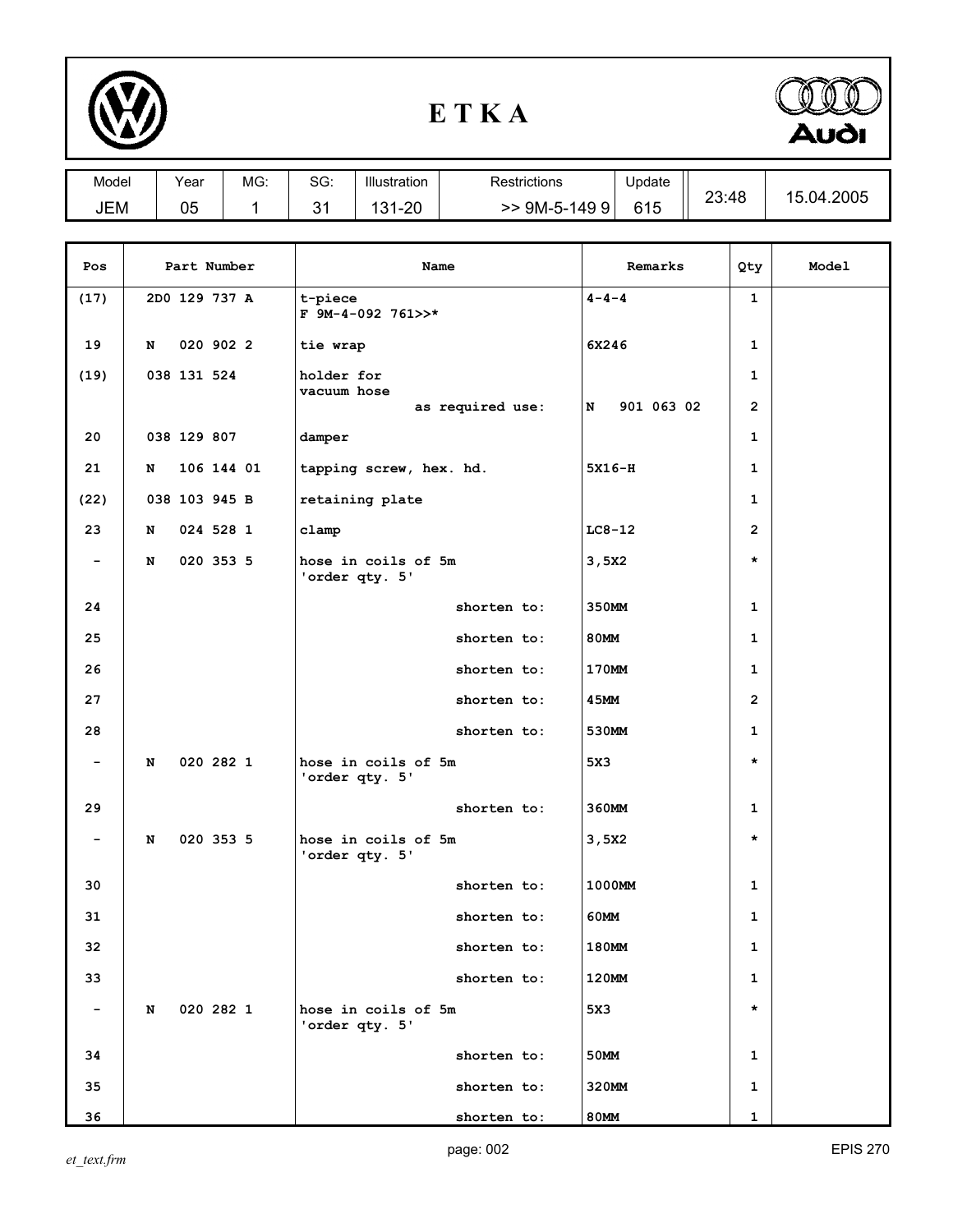# ETKA

| Model | Year | MG: | SG: | Illustration | Restrictions | Update | | |
|---|---|---|---|---|---|---|---|---|
| JEM | 05 | 1 | 31 | 131-20 | >> 9M-5-149 9 | 615 | 23:48 | 15.04.2005 |

| Pos | Part Number | Name | Remarks | Qty | Model |
|---|---|---|---|---|---|
| (17) | 2D0 129 737 A | t-piece<br>F 9M-4-092 761>>* | 4-4-4 | 1 | |
| 19 | N 020 902 2 | tie wrap | 6X246 | 1 | |
| (19) | 038 131 524 | holder for<br>vacuum hose | | 1 | |
| | | as required use: | N 901 063 02 | 2 | |
| 20 | 038 129 807 | damper | | 1 | |
| 21 | N 106 144 01 | tapping screw, hex. hd. | 5X16-H | 1 | |
| (22) | 038 103 945 B | retaining plate | | 1 | |
| 23 | N 024 528 1 | clamp | LC8-12 | 2 | |
| - | N 020 353 5 | hose in coils of 5m<br>'order qty. 5' | 3,5X2 | * | |
| 24 | | shorten to: | 350MM | 1 | |
| 25 | | shorten to: | 80MM | 1 | |
| 26 | | shorten to: | 170MM | 1 | |
| 27 | | shorten to: | 45MM | 2 | |
| 28 | | shorten to: | 530MM | 1 | |
| - | N 020 282 1 | hose in coils of 5m<br>'order qty. 5' | 5X3 | * | |
| 29 | | shorten to: | 360MM | 1 | |
| - | N 020 353 5 | hose in coils of 5m<br>'order qty. 5' | 3,5X2 | * | |
| 30 | | shorten to: | 1000MM | 1 | |
| 31 | | shorten to: | 60MM | 1 | |
| 32 | | shorten to: | 180MM | 1 | |
| 33 | | shorten to: | 120MM | 1 | |
| - | N 020 282 1 | hose in coils of 5m<br>'order qty. 5' | 5X3 | * | |
| 34 | | shorten to: | 50MM | 1 | |
| 35 | | shorten to: | 320MM | 1 | |
| 36 | | shorten to: | 80MM | 1 | |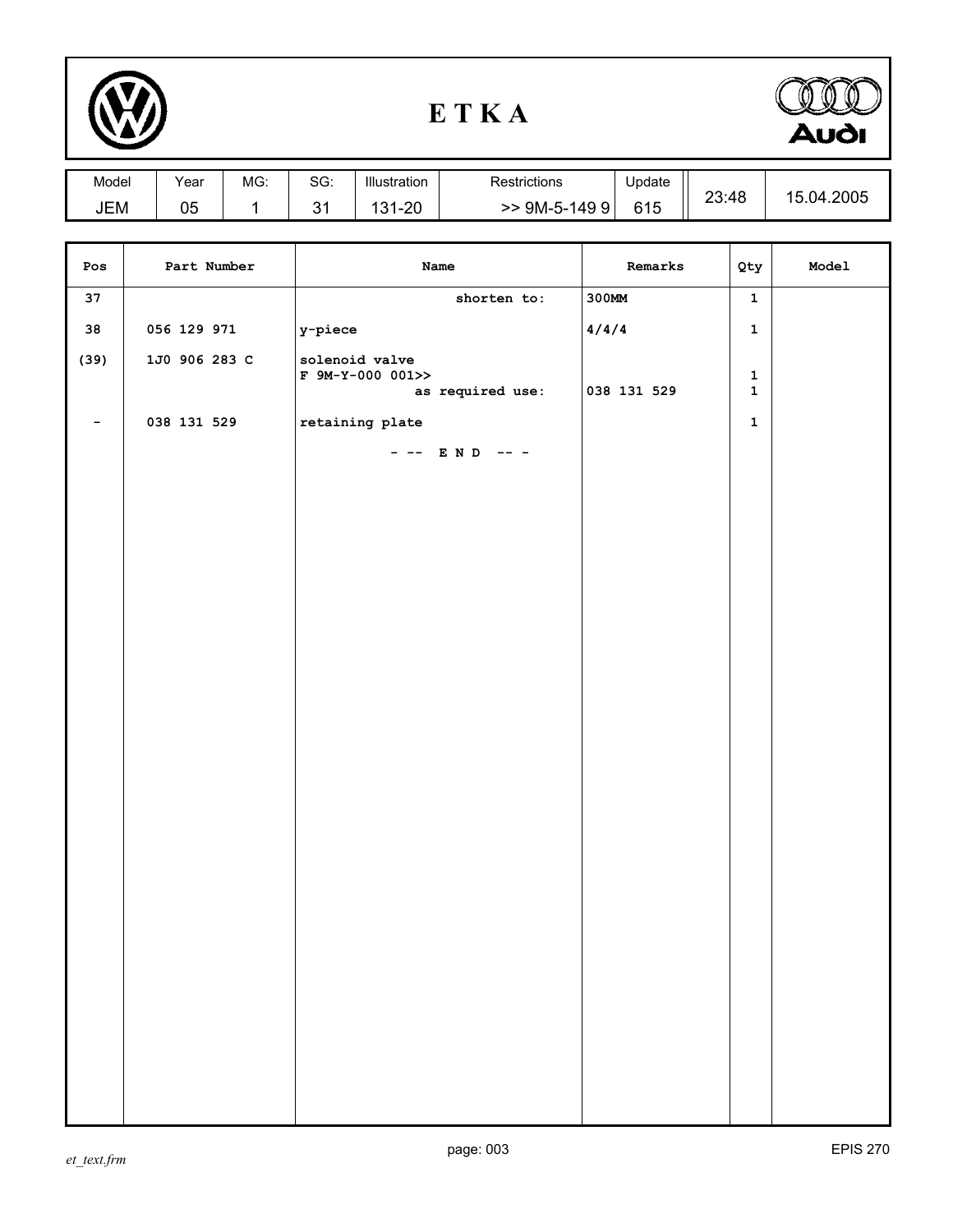# E T K A

| Model | Year | MG: | SG: | Illustration | Restrictions | Update | | |
|---|---|---|---|---|---|---|---|---|
| JEM | 05 | 1 | 31 | 131-20 | >> 9M-5-149 9 | 615 | 23:48 | 15.04.2005 |

| Pos | Part Number | Name | Remarks | Qty | Model |
|---|---|---|---|---|---|
| 37 | | shorten to: | 300MM | 1 | |
| 38 | 056 129 971 | y-piece | 4/4/4 | 1 | |
| (39) | 1J0 906 283 C | solenoid valve | | | |
| | | F 9M-Y-000 001>> | | 1 | |
| | | as required use: | 038 131 529 | 1 | |
| - | 038 131 529 | retaining plate | | 1 | |
| | | - -- E N D -- - | | | |

*et_text.frm*

EPIS 270